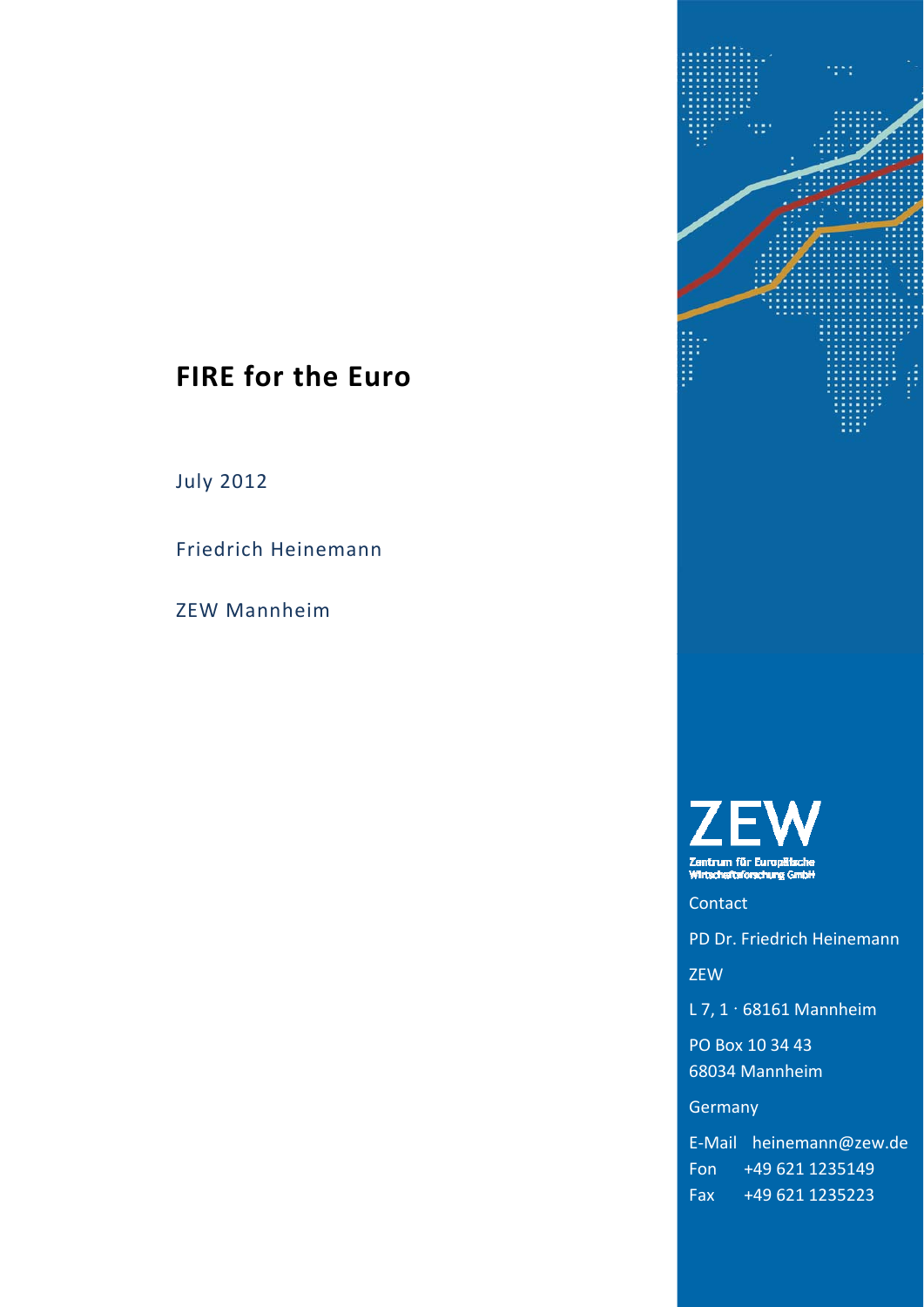# FIRE for the Euro

July 2012

Friedrich Heinemann

ZEW Mannheim

ZEW

Zentrum für Europäische Wirtschaftsforschung GmbH

Contact

PD Dr. Friedrich Heinemann

ZEW

L 7, 1 · 68161 Mannheim

PO Box 10 34 43
68034 Mannheim

Germany

E-Mail heinemann@zew.de
Fon +49 621 1235149
Fax +49 621 1235223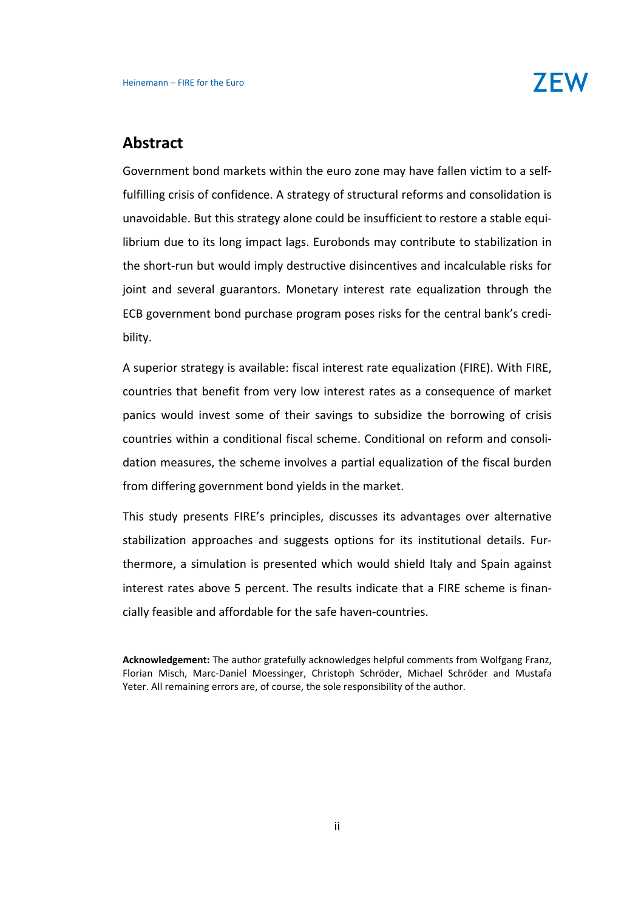## Abstract

Government bond markets within the euro zone may have fallen victim to a self-fulfilling crisis of confidence. A strategy of structural reforms and consolidation is unavoidable. But this strategy alone could be insufficient to restore a stable equilibrium due to its long impact lags. Eurobonds may contribute to stabilization in the short-run but would imply destructive disincentives and incalculable risks for joint and several guarantors. Monetary interest rate equalization through the ECB government bond purchase program poses risks for the central bank's credibility.

A superior strategy is available: fiscal interest rate equalization (FIRE). With FIRE, countries that benefit from very low interest rates as a consequence of market panics would invest some of their savings to subsidize the borrowing of crisis countries within a conditional fiscal scheme. Conditional on reform and consolidation measures, the scheme involves a partial equalization of the fiscal burden from differing government bond yields in the market.

This study presents FIRE's principles, discusses its advantages over alternative stabilization approaches and suggests options for its institutional details. Furthermore, a simulation is presented which would shield Italy and Spain against interest rates above 5 percent. The results indicate that a FIRE scheme is financially feasible and affordable for the safe haven-countries.

**Acknowledgement:** The author gratefully acknowledges helpful comments from Wolfgang Franz, Florian Misch, Marc-Daniel Moessinger, Christoph Schröder, Michael Schröder and Mustafa Yeter. All remaining errors are, of course, the sole responsibility of the author.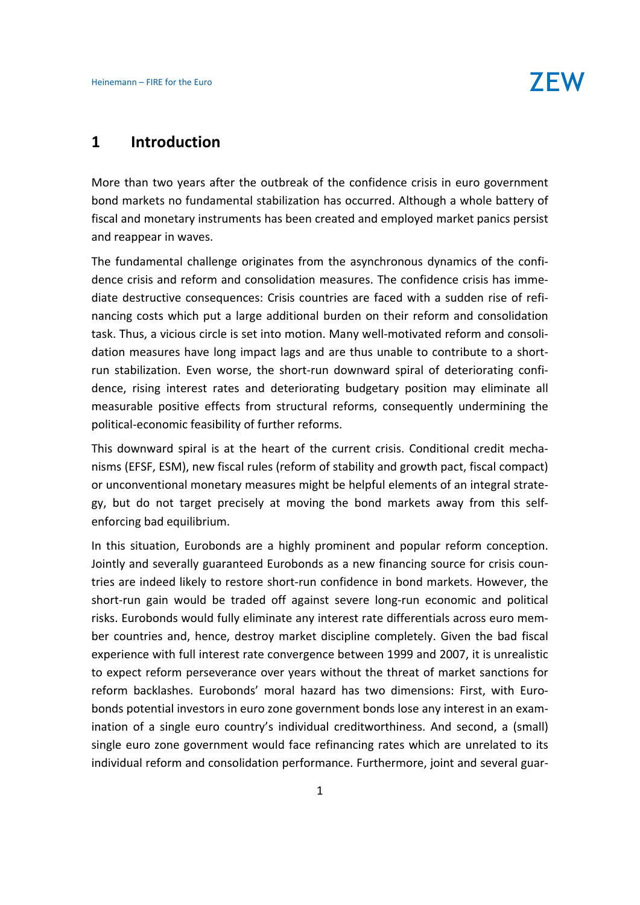# 1 Introduction

More than two years after the outbreak of the confidence crisis in euro government bond markets no fundamental stabilization has occurred. Although a whole battery of fiscal and monetary instruments has been created and employed market panics persist and reappear in waves.

The fundamental challenge originates from the asynchronous dynamics of the confidence crisis and reform and consolidation measures. The confidence crisis has immediate destructive consequences: Crisis countries are faced with a sudden rise of refinancing costs which put a large additional burden on their reform and consolidation task. Thus, a vicious circle is set into motion. Many well-motivated reform and consolidation measures have long impact lags and are thus unable to contribute to a short-run stabilization. Even worse, the short-run downward spiral of deteriorating confidence, rising interest rates and deteriorating budgetary position may eliminate all measurable positive effects from structural reforms, consequently undermining the political-economic feasibility of further reforms.

This downward spiral is at the heart of the current crisis. Conditional credit mechanisms (EFSF, ESM), new fiscal rules (reform of stability and growth pact, fiscal compact) or unconventional monetary measures might be helpful elements of an integral strategy, but do not target precisely at moving the bond markets away from this self-enforcing bad equilibrium.

In this situation, Eurobonds are a highly prominent and popular reform conception. Jointly and severally guaranteed Eurobonds as a new financing source for crisis countries are indeed likely to restore short-run confidence in bond markets. However, the short-run gain would be traded off against severe long-run economic and political risks. Eurobonds would fully eliminate any interest rate differentials across euro member countries and, hence, destroy market discipline completely. Given the bad fiscal experience with full interest rate convergence between 1999 and 2007, it is unrealistic to expect reform perseverance over years without the threat of market sanctions for reform backlashes. Eurobonds' moral hazard has two dimensions: First, with Eurobonds potential investors in euro zone government bonds lose any interest in an examination of a single euro country's individual creditworthiness. And second, a (small) single euro zone government would face refinancing rates which are unrelated to its individual reform and consolidation performance. Furthermore, joint and several guar-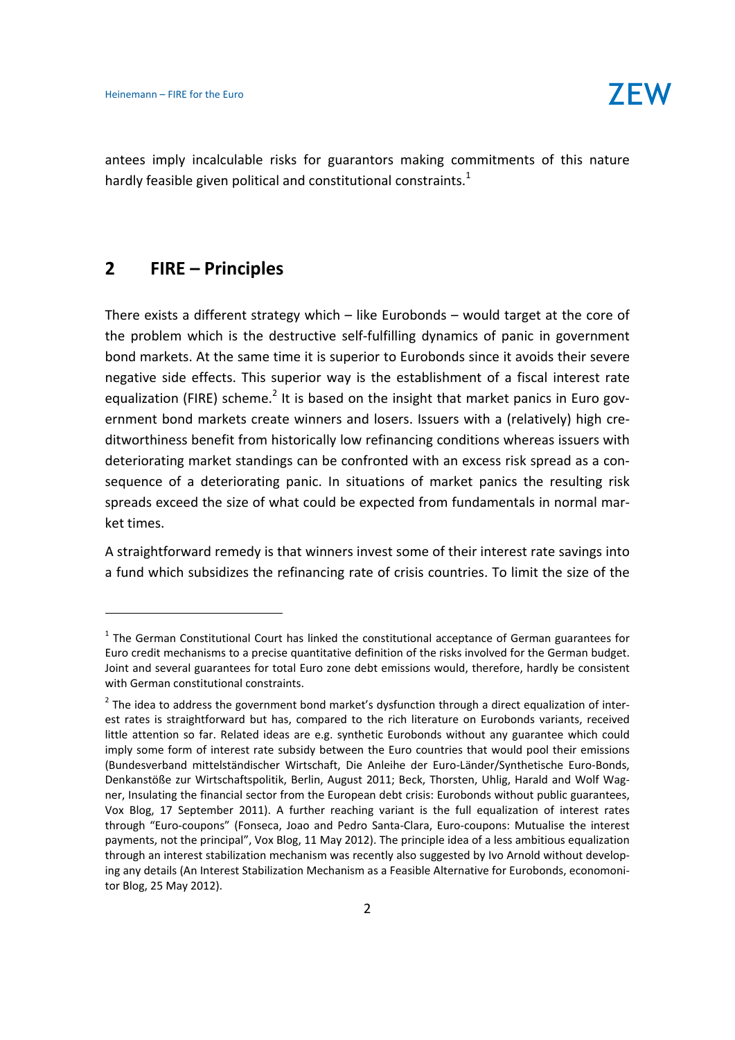antees imply incalculable risks for guarantors making commitments of this nature hardly feasible given political and constitutional constraints.[1]

## 2 FIRE – Principles

There exists a different strategy which – like Eurobonds – would target at the core of the problem which is the destructive self-fulfilling dynamics of panic in government bond markets. At the same time it is superior to Eurobonds since it avoids their severe negative side effects. This superior way is the establishment of a fiscal interest rate equalization (FIRE) scheme.[2] It is based on the insight that market panics in Euro government bond markets create winners and losers. Issuers with a (relatively) high creditworthiness benefit from historically low refinancing conditions whereas issuers with deteriorating market standings can be confronted with an excess risk spread as a consequence of a deteriorating panic. In situations of market panics the resulting risk spreads exceed the size of what could be expected from fundamentals in normal market times.

A straightforward remedy is that winners invest some of their interest rate savings into a fund which subsidizes the refinancing rate of crisis countries. To limit the size of the

---

[1] The German Constitutional Court has linked the constitutional acceptance of German guarantees for Euro credit mechanisms to a precise quantitative definition of the risks involved for the German budget. Joint and several guarantees for total Euro zone debt emissions would, therefore, hardly be consistent with German constitutional constraints.

[2] The idea to address the government bond market's dysfunction through a direct equalization of interest rates is straightforward but has, compared to the rich literature on Eurobonds variants, received little attention so far. Related ideas are e.g. synthetic Eurobonds without any guarantee which could imply some form of interest rate subsidy between the Euro countries that would pool their emissions (Bundesverband mittelständischer Wirtschaft, Die Anleihe der Euro-Länder/Synthetische Euro-Bonds, Denkanstöße zur Wirtschaftspolitik, Berlin, August 2011; Beck, Thorsten, Uhlig, Harald and Wolf Wagner, Insulating the financial sector from the European debt crisis: Eurobonds without public guarantees, Vox Blog, 17 September 2011). A further reaching variant is the full equalization of interest rates through "Euro-coupons" (Fonseca, Joao and Pedro Santa-Clara, Euro-coupons: Mutualise the interest payments, not the principal", Vox Blog, 11 May 2012). The principle idea of a less ambitious equalization through an interest stabilization mechanism was recently also suggested by Ivo Arnold without developing any details (An Interest Stabilization Mechanism as a Feasible Alternative for Eurobonds, economonitor Blog, 25 May 2012).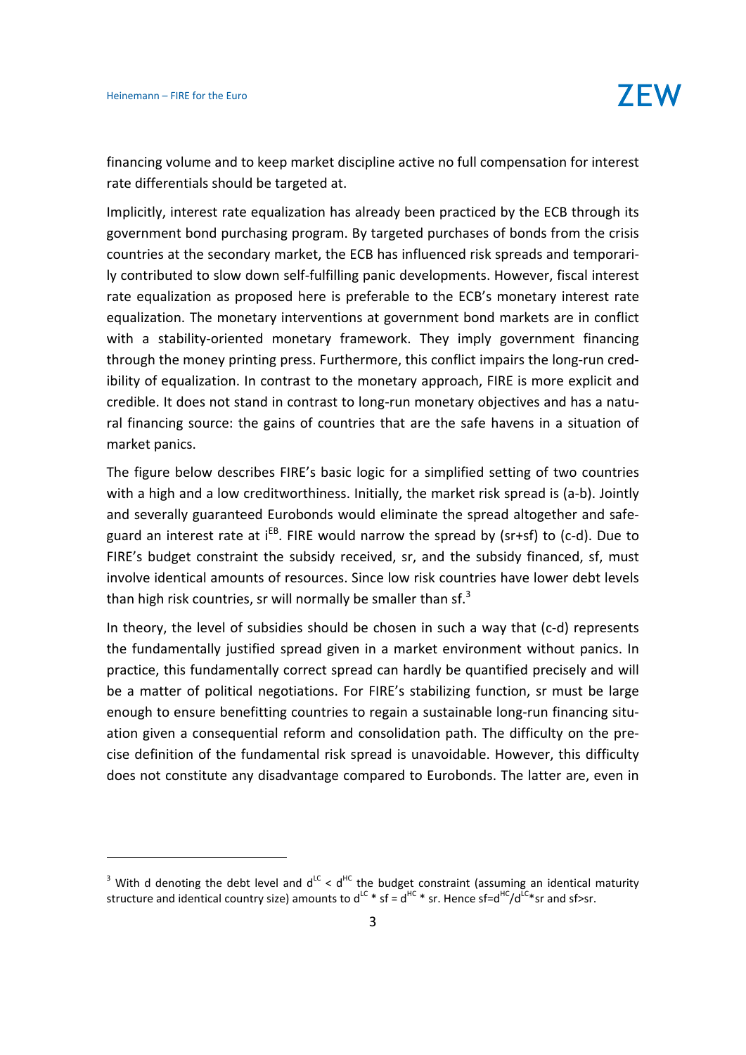financing volume and to keep market discipline active no full compensation for interest rate differentials should be targeted at.

Implicitly, interest rate equalization has already been practiced by the ECB through its government bond purchasing program. By targeted purchases of bonds from the crisis countries at the secondary market, the ECB has influenced risk spreads and temporarily contributed to slow down self-fulfilling panic developments. However, fiscal interest rate equalization as proposed here is preferable to the ECB's monetary interest rate equalization. The monetary interventions at government bond markets are in conflict with a stability-oriented monetary framework. They imply government financing through the money printing press. Furthermore, this conflict impairs the long-run credibility of equalization. In contrast to the monetary approach, FIRE is more explicit and credible. It does not stand in contrast to long-run monetary objectives and has a natural financing source: the gains of countries that are the safe havens in a situation of market panics.

The figure below describes FIRE's basic logic for a simplified setting of two countries with a high and a low creditworthiness. Initially, the market risk spread is (a-b). Jointly and severally guaranteed Eurobonds would eliminate the spread altogether and safeguard an interest rate at $i^{EB}$. FIRE would narrow the spread by (sr+sf) to (c-d). Due to FIRE's budget constraint the subsidy received, sr, and the subsidy financed, sf, must involve identical amounts of resources. Since low risk countries have lower debt levels than high risk countries, sr will normally be smaller than sf.[3]

In theory, the level of subsidies should be chosen in such a way that (c-d) represents the fundamentally justified spread given in a market environment without panics. In practice, this fundamentally correct spread can hardly be quantified precisely and will be a matter of political negotiations. For FIRE's stabilizing function, sr must be large enough to ensure benefitting countries to regain a sustainable long-run financing situation given a consequential reform and consolidation path. The difficulty on the precise definition of the fundamental risk spread is unavoidable. However, this difficulty does not constitute any disadvantage compared to Eurobonds. The latter are, even in

---

[3] With d denoting the debt level and $d^{LC} < d^{HC}$ the budget constraint (assuming an identical maturity structure and identical country size) amounts to $d^{LC} * sf = d^{HC} * sr$. Hence $sf = d^{HC}/d^{LC} * sr$ and sf>sr.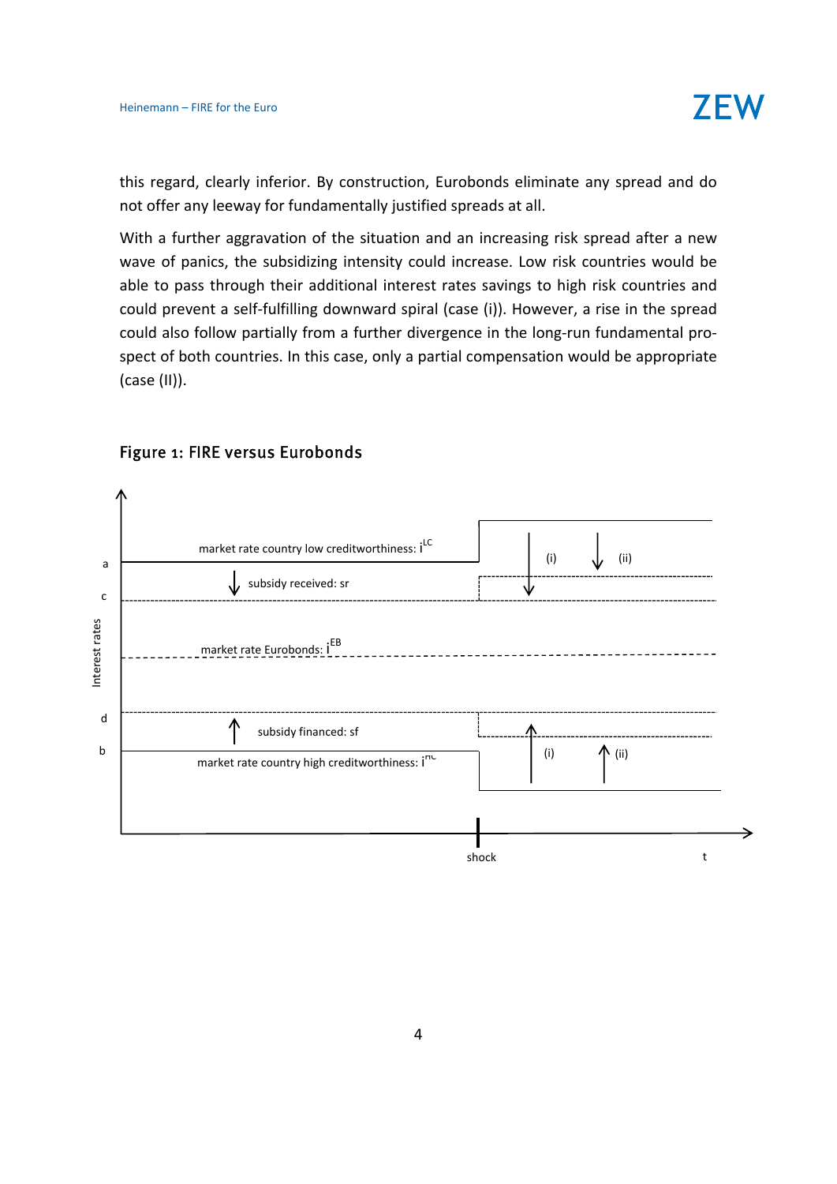this regard, clearly inferior. By construction, Eurobonds eliminate any spread and do not offer any leeway for fundamentally justified spreads at all.

With a further aggravation of the situation and an increasing risk spread after a new wave of panics, the subsidizing intensity could increase. Low risk countries would be able to pass through their additional interest rates savings to high risk countries and could prevent a self-fulfilling downward spiral (case (i)). However, a rise in the spread could also follow partially from a further divergence in the long-run fundamental prospect of both countries. In this case, only a partial compensation would be appropriate (case (II)).

## Figure 1: FIRE versus Eurobonds

Interest rates

a

c

d

b

market rate country low creditworthiness: $i^{LC}$

subsidy received: sr

market rate Eurobonds: $i^{EB}$

subsidy financed: sf

market rate country high creditworthiness: $i^{HC}$

(i) (ii)

(i) (ii)

shock

t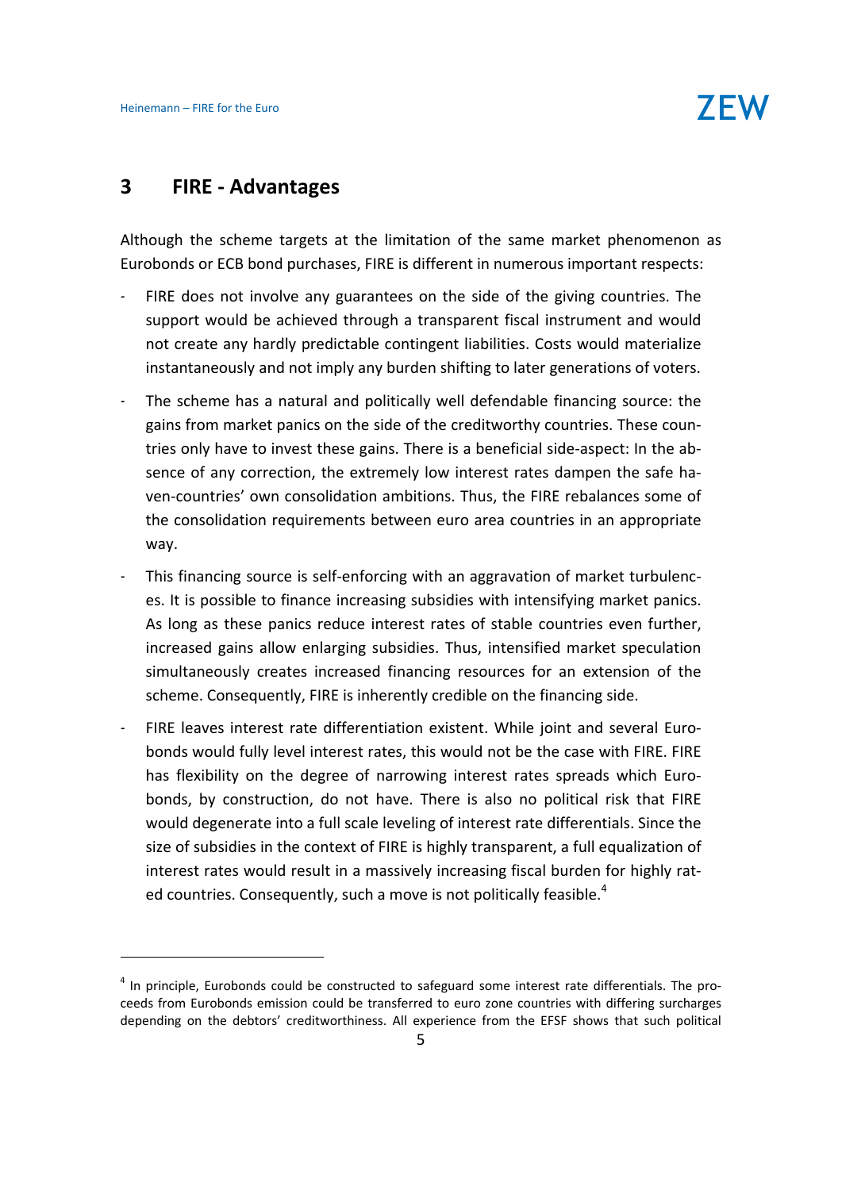## 3 FIRE - Advantages

Although the scheme targets at the limitation of the same market phenomenon as Eurobonds or ECB bond purchases, FIRE is different in numerous important respects:

- FIRE does not involve any guarantees on the side of the giving countries. The support would be achieved through a transparent fiscal instrument and would not create any hardly predictable contingent liabilities. Costs would materialize instantaneously and not imply any burden shifting to later generations of voters.
- The scheme has a natural and politically well defendable financing source: the gains from market panics on the side of the creditworthy countries. These countries only have to invest these gains. There is a beneficial side-aspect: In the absence of any correction, the extremely low interest rates dampen the safe haven-countries' own consolidation ambitions. Thus, the FIRE rebalances some of the consolidation requirements between euro area countries in an appropriate way.
- This financing source is self-enforcing with an aggravation of market turbulences. It is possible to finance increasing subsidies with intensifying market panics. As long as these panics reduce interest rates of stable countries even further, increased gains allow enlarging subsidies. Thus, intensified market speculation simultaneously creates increased financing resources for an extension of the scheme. Consequently, FIRE is inherently credible on the financing side.
- FIRE leaves interest rate differentiation existent. While joint and several Eurobonds would fully level interest rates, this would not be the case with FIRE. FIRE has flexibility on the degree of narrowing interest rates spreads which Eurobonds, by construction, do not have. There is also no political risk that FIRE would degenerate into a full scale leveling of interest rate differentials. Since the size of subsidies in the context of FIRE is highly transparent, a full equalization of interest rates would result in a massively increasing fiscal burden for highly rated countries. Consequently, such a move is not politically feasible.[4]

[4] In principle, Eurobonds could be constructed to safeguard some interest rate differentials. The proceeds from Eurobonds emission could be transferred to euro zone countries with differing surcharges depending on the debtors' creditworthiness. All experience from the EFSF shows that such political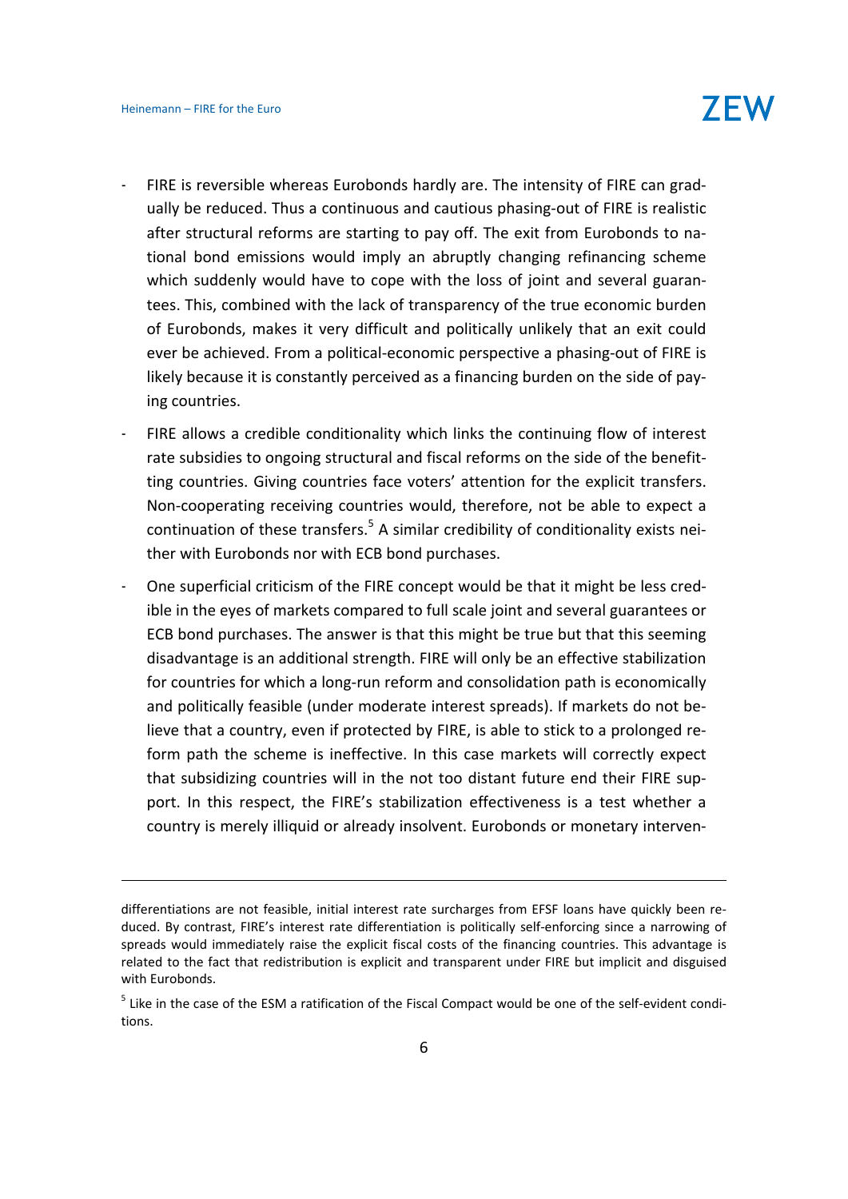- FIRE is reversible whereas Eurobonds hardly are. The intensity of FIRE can gradually be reduced. Thus a continuous and cautious phasing-out of FIRE is realistic after structural reforms are starting to pay off. The exit from Eurobonds to national bond emissions would imply an abruptly changing refinancing scheme which suddenly would have to cope with the loss of joint and several guarantees. This, combined with the lack of transparency of the true economic burden of Eurobonds, makes it very difficult and politically unlikely that an exit could ever be achieved. From a political-economic perspective a phasing-out of FIRE is likely because it is constantly perceived as a financing burden on the side of paying countries.
- FIRE allows a credible conditionality which links the continuing flow of interest rate subsidies to ongoing structural and fiscal reforms on the side of the benefitting countries. Giving countries face voters' attention for the explicit transfers. Non-cooperating receiving countries would, therefore, not be able to expect a continuation of these transfers.[5] A similar credibility of conditionality exists neither with Eurobonds nor with ECB bond purchases.
- One superficial criticism of the FIRE concept would be that it might be less credible in the eyes of markets compared to full scale joint and several guarantees or ECB bond purchases. The answer is that this might be true but that this seeming disadvantage is an additional strength. FIRE will only be an effective stabilization for countries for which a long-run reform and consolidation path is economically and politically feasible (under moderate interest spreads). If markets do not believe that a country, even if protected by FIRE, is able to stick to a prolonged reform path the scheme is ineffective. In this case markets will correctly expect that subsidizing countries will in the not too distant future end their FIRE support. In this respect, the FIRE's stabilization effectiveness is a test whether a country is merely illiquid or already insolvent. Eurobonds or monetary interven-

---

differentiations are not feasible, initial interest rate surcharges from EFSF loans have quickly been reduced. By contrast, FIRE's interest rate differentiation is politically self-enforcing since a narrowing of spreads would immediately raise the explicit fiscal costs of the financing countries. This advantage is related to the fact that redistribution is explicit and transparent under FIRE but implicit and disguised with Eurobonds.

[5] Like in the case of the ESM a ratification of the Fiscal Compact would be one of the self-evident conditions.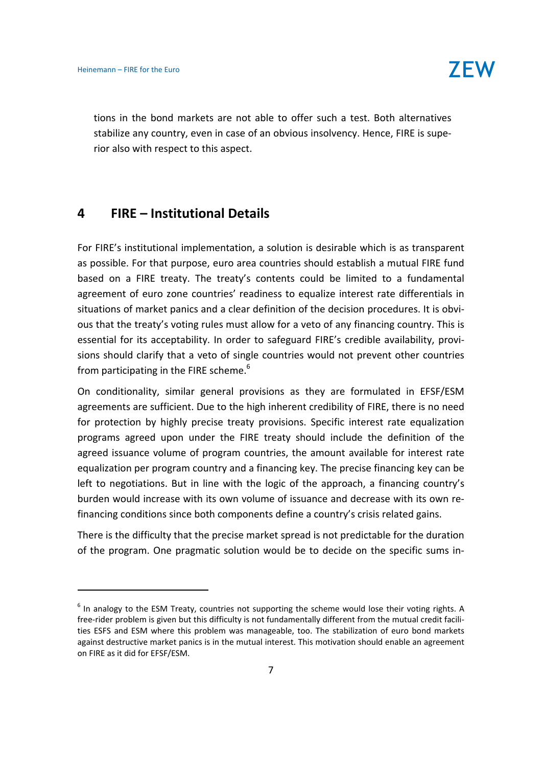tions in the bond markets are not able to offer such a test. Both alternatives stabilize any country, even in case of an obvious insolvency. Hence, FIRE is superior also with respect to this aspect.

## 4 FIRE – Institutional Details

For FIRE's institutional implementation, a solution is desirable which is as transparent as possible. For that purpose, euro area countries should establish a mutual FIRE fund based on a FIRE treaty. The treaty's contents could be limited to a fundamental agreement of euro zone countries' readiness to equalize interest rate differentials in situations of market panics and a clear definition of the decision procedures. It is obvious that the treaty's voting rules must allow for a veto of any financing country. This is essential for its acceptability. In order to safeguard FIRE's credible availability, provisions should clarify that a veto of single countries would not prevent other countries from participating in the FIRE scheme.[6]

On conditionality, similar general provisions as they are formulated in EFSF/ESM agreements are sufficient. Due to the high inherent credibility of FIRE, there is no need for protection by highly precise treaty provisions. Specific interest rate equalization programs agreed upon under the FIRE treaty should include the definition of the agreed issuance volume of program countries, the amount available for interest rate equalization per program country and a financing key. The precise financing key can be left to negotiations. But in line with the logic of the approach, a financing country's burden would increase with its own volume of issuance and decrease with its own refinancing conditions since both components define a country's crisis related gains.

There is the difficulty that the precise market spread is not predictable for the duration of the program. One pragmatic solution would be to decide on the specific sums in-

---

[6] In analogy to the ESM Treaty, countries not supporting the scheme would lose their voting rights. A free-rider problem is given but this difficulty is not fundamentally different from the mutual credit facilities ESFS and ESM where this problem was manageable, too. The stabilization of euro bond markets against destructive market panics is in the mutual interest. This motivation should enable an agreement on FIRE as it did for EFSF/ESM.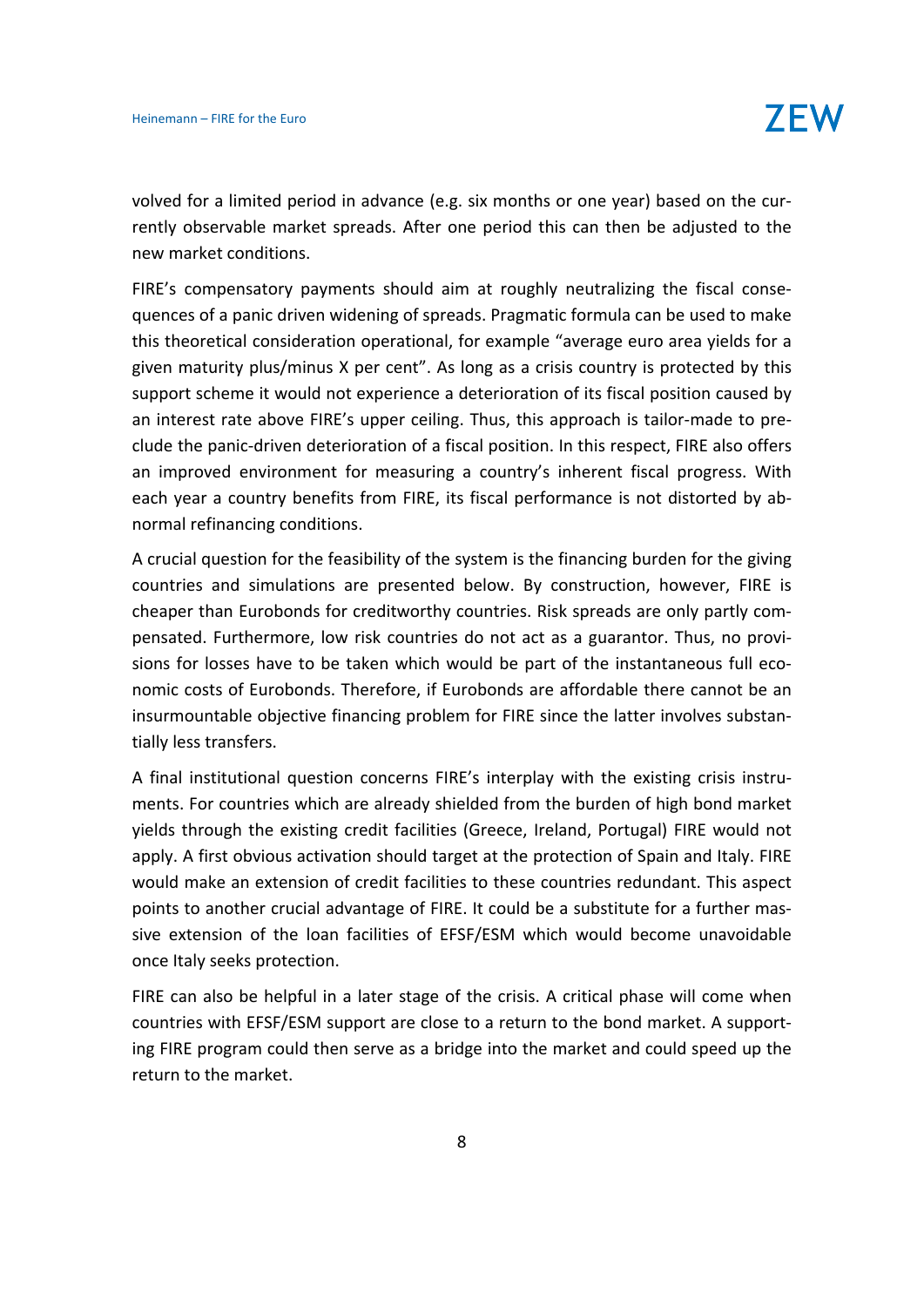volved for a limited period in advance (e.g. six months or one year) based on the currently observable market spreads. After one period this can then be adjusted to the new market conditions.

FIRE's compensatory payments should aim at roughly neutralizing the fiscal consequences of a panic driven widening of spreads. Pragmatic formula can be used to make this theoretical consideration operational, for example "average euro area yields for a given maturity plus/minus X per cent". As long as a crisis country is protected by this support scheme it would not experience a deterioration of its fiscal position caused by an interest rate above FIRE's upper ceiling. Thus, this approach is tailor-made to preclude the panic-driven deterioration of a fiscal position. In this respect, FIRE also offers an improved environment for measuring a country's inherent fiscal progress. With each year a country benefits from FIRE, its fiscal performance is not distorted by abnormal refinancing conditions.

A crucial question for the feasibility of the system is the financing burden for the giving countries and simulations are presented below. By construction, however, FIRE is cheaper than Eurobonds for creditworthy countries. Risk spreads are only partly compensated. Furthermore, low risk countries do not act as a guarantor. Thus, no provisions for losses have to be taken which would be part of the instantaneous full economic costs of Eurobonds. Therefore, if Eurobonds are affordable there cannot be an insurmountable objective financing problem for FIRE since the latter involves substantially less transfers.

A final institutional question concerns FIRE's interplay with the existing crisis instruments. For countries which are already shielded from the burden of high bond market yields through the existing credit facilities (Greece, Ireland, Portugal) FIRE would not apply. A first obvious activation should target at the protection of Spain and Italy. FIRE would make an extension of credit facilities to these countries redundant. This aspect points to another crucial advantage of FIRE. It could be a substitute for a further massive extension of the loan facilities of EFSF/ESM which would become unavoidable once Italy seeks protection.

FIRE can also be helpful in a later stage of the crisis. A critical phase will come when countries with EFSF/ESM support are close to a return to the bond market. A supporting FIRE program could then serve as a bridge into the market and could speed up the return to the market.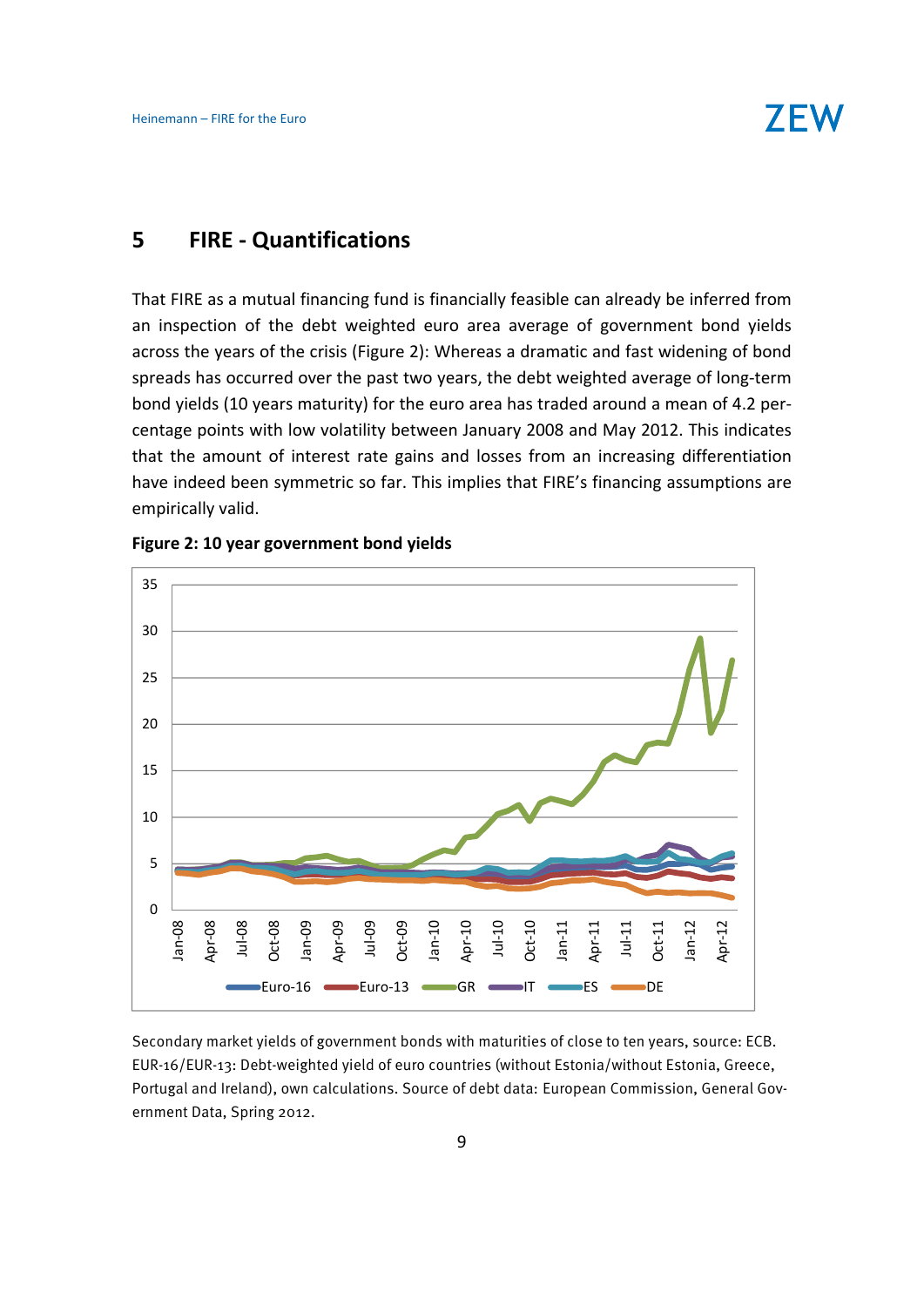## 5 FIRE - Quantifications

That FIRE as a mutual financing fund is financially feasible can already be inferred from an inspection of the debt weighted euro area average of government bond yields across the years of the crisis (Figure 2): Whereas a dramatic and fast widening of bond spreads has occurred over the past two years, the debt weighted average of long-term bond yields (10 years maturity) for the euro area has traded around a mean of 4.2 percentage points with low volatility between January 2008 and May 2012. This indicates that the amount of interest rate gains and losses from an increasing differentiation have indeed been symmetric so far. This implies that FIRE's financing assumptions are empirically valid.

**Figure 2: 10 year government bond yields**

Secondary market yields of government bonds with maturities of close to ten years, source: ECB. EUR-16/EUR-13: Debt-weighted yield of euro countries (without Estonia/without Estonia, Greece, Portugal and Ireland), own calculations. Source of debt data: European Commission, General Government Data, Spring 2012.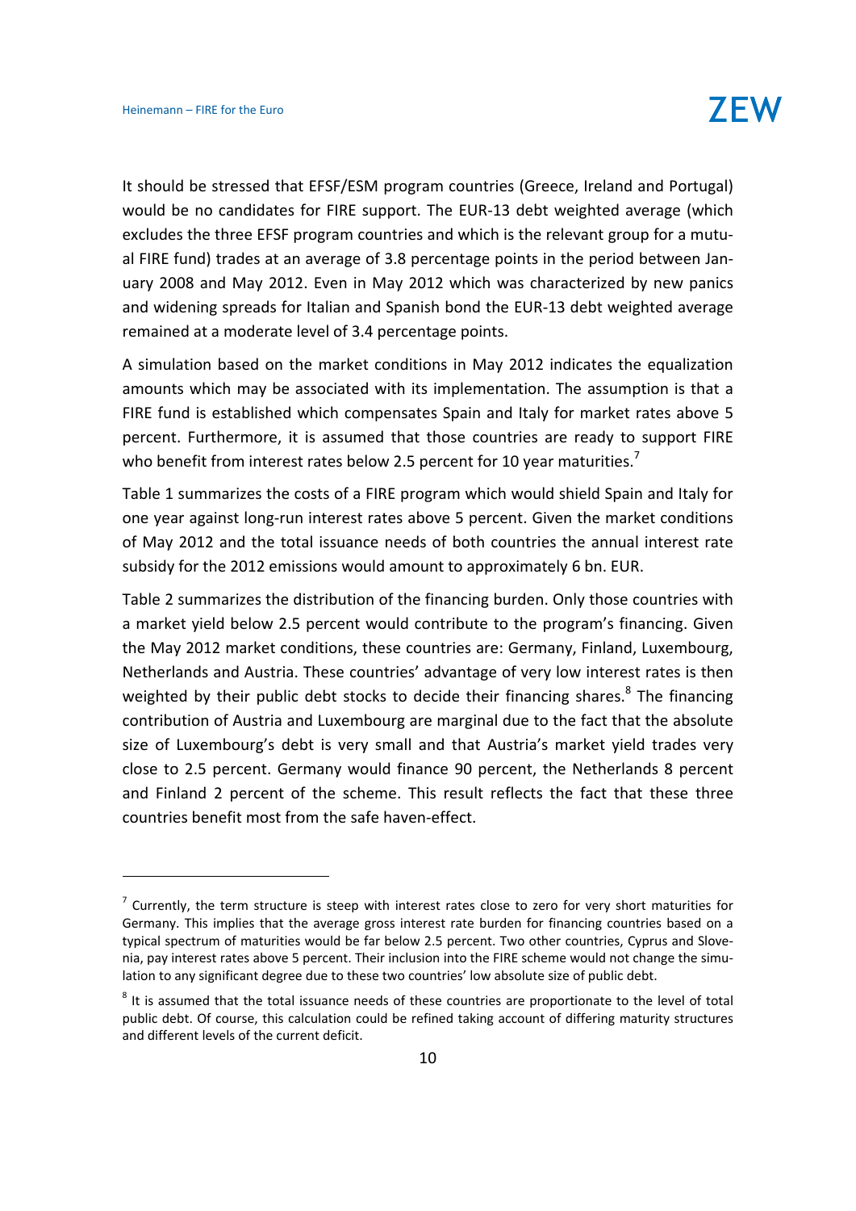It should be stressed that EFSF/ESM program countries (Greece, Ireland and Portugal) would be no candidates for FIRE support. The EUR-13 debt weighted average (which excludes the three EFSF program countries and which is the relevant group for a mutual FIRE fund) trades at an average of 3.8 percentage points in the period between January 2008 and May 2012. Even in May 2012 which was characterized by new panics and widening spreads for Italian and Spanish bond the EUR-13 debt weighted average remained at a moderate level of 3.4 percentage points.

A simulation based on the market conditions in May 2012 indicates the equalization amounts which may be associated with its implementation. The assumption is that a FIRE fund is established which compensates Spain and Italy for market rates above 5 percent. Furthermore, it is assumed that those countries are ready to support FIRE who benefit from interest rates below 2.5 percent for 10 year maturities.[7]

Table 1 summarizes the costs of a FIRE program which would shield Spain and Italy for one year against long-run interest rates above 5 percent. Given the market conditions of May 2012 and the total issuance needs of both countries the annual interest rate subsidy for the 2012 emissions would amount to approximately 6 bn. EUR.

Table 2 summarizes the distribution of the financing burden. Only those countries with a market yield below 2.5 percent would contribute to the program's financing. Given the May 2012 market conditions, these countries are: Germany, Finland, Luxembourg, Netherlands and Austria. These countries' advantage of very low interest rates is then weighted by their public debt stocks to decide their financing shares.[8] The financing contribution of Austria and Luxembourg are marginal due to the fact that the absolute size of Luxembourg's debt is very small and that Austria's market yield trades very close to 2.5 percent. Germany would finance 90 percent, the Netherlands 8 percent and Finland 2 percent of the scheme. This result reflects the fact that these three countries benefit most from the safe haven-effect.

---

[7] Currently, the term structure is steep with interest rates close to zero for very short maturities for Germany. This implies that the average gross interest rate burden for financing countries based on a typical spectrum of maturities would be far below 2.5 percent. Two other countries, Cyprus and Slovenia, pay interest rates above 5 percent. Their inclusion into the FIRE scheme would not change the simulation to any significant degree due to these two countries' low absolute size of public debt.

[8] It is assumed that the total issuance needs of these countries are proportionate to the level of total public debt. Of course, this calculation could be refined taking account of differing maturity structures and different levels of the current deficit.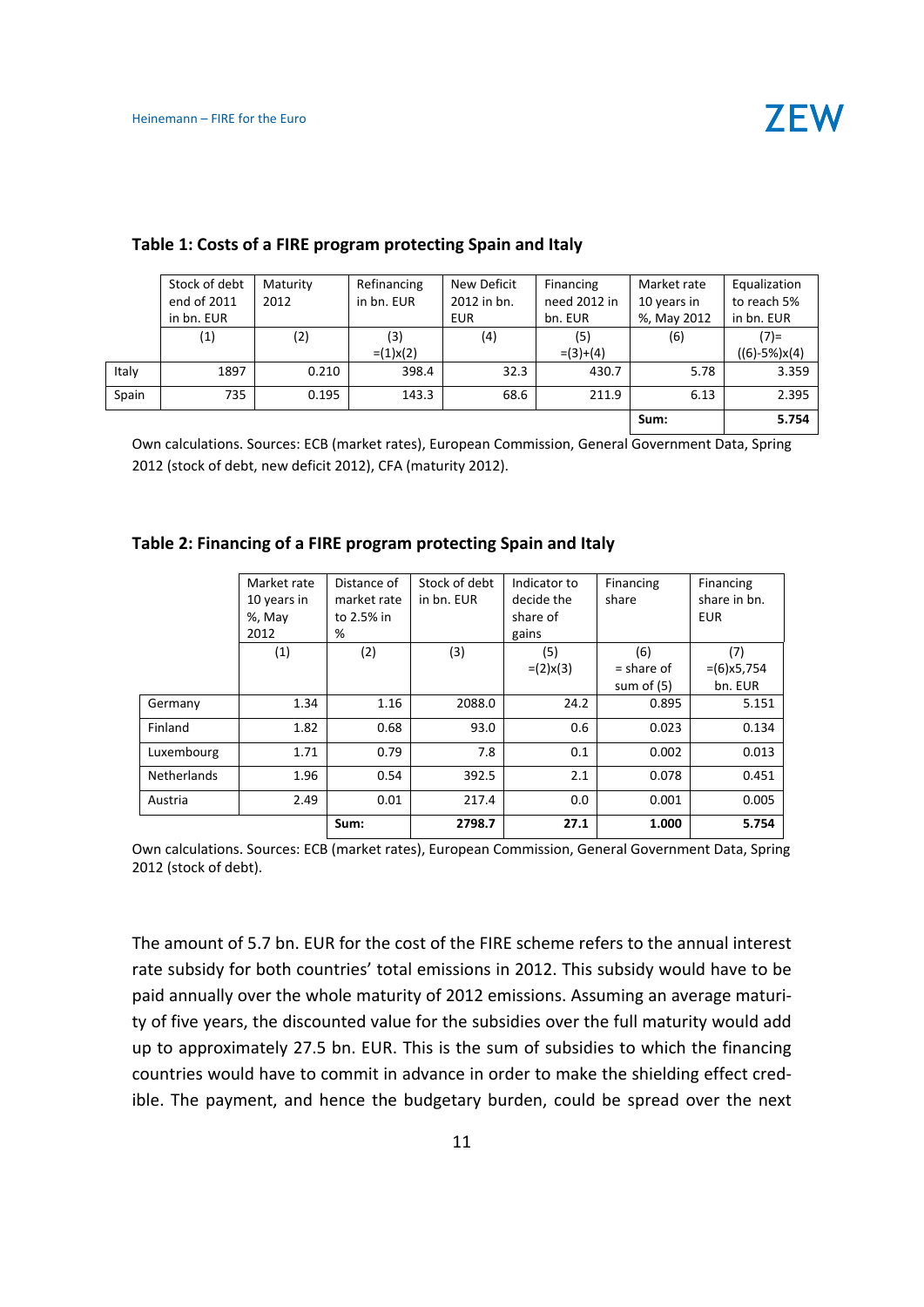**Table 1: Costs of a FIRE program protecting Spain and Italy**

| | Stock of debt end of 2011 in bn. EUR | Maturity 2012 | Refinancing in bn. EUR | New Deficit 2012 in bn. EUR | Financing need 2012 in bn. EUR | Market rate 10 years in %, May 2012 | Equalization to reach 5% in bn. EUR |
|---|---|---|---|---|---|---|---|
| | (1) | (2) | (3) =(1)x(2) | (4) | (5) =(3)+(4) | (6) | (7)= ((6)-5%)x(4) |
| Italy | 1897 | 0.210 | 398.4 | 32.3 | 430.7 | 5.78 | 3.359 |
| Spain | 735 | 0.195 | 143.3 | 68.6 | 211.9 | 6.13 | 2.395 |
| | | | | | | **Sum:** | **5.754** |

Own calculations. Sources: ECB (market rates), European Commission, General Government Data, Spring 2012 (stock of debt, new deficit 2012), CFA (maturity 2012).

**Table 2: Financing of a FIRE program protecting Spain and Italy**

| | Market rate 10 years in %, May 2012 | Distance of market rate to 2.5% in % | Stock of debt in bn. EUR | Indicator to decide the share of gains | Financing share | Financing share in bn. EUR |
|---|---|---|---|---|---|---|
| | (1) | (2) | (3) | (5) =(2)x(3) | (6) = share of sum of (5) | (7) =(6)x5,754 bn. EUR |
| Germany | 1.34 | 1.16 | 2088.0 | 24.2 | 0.895 | 5.151 |
| Finland | 1.82 | 0.68 | 93.0 | 0.6 | 0.023 | 0.134 |
| Luxembourg | 1.71 | 0.79 | 7.8 | 0.1 | 0.002 | 0.013 |
| Netherlands | 1.96 | 0.54 | 392.5 | 2.1 | 0.078 | 0.451 |
| Austria | 2.49 | 0.01 | 217.4 | 0.0 | 0.001 | 0.005 |
| | | **Sum:** | **2798.7** | **27.1** | **1.000** | **5.754** |

Own calculations. Sources: ECB (market rates), European Commission, General Government Data, Spring 2012 (stock of debt).

The amount of 5.7 bn. EUR for the cost of the FIRE scheme refers to the annual interest rate subsidy for both countries' total emissions in 2012. This subsidy would have to be paid annually over the whole maturity of 2012 emissions. Assuming an average maturity of five years, the discounted value for the subsidies over the full maturity would add up to approximately 27.5 bn. EUR. This is the sum of subsidies to which the financing countries would have to commit in advance in order to make the shielding effect credible. The payment, and hence the budgetary burden, could be spread over the next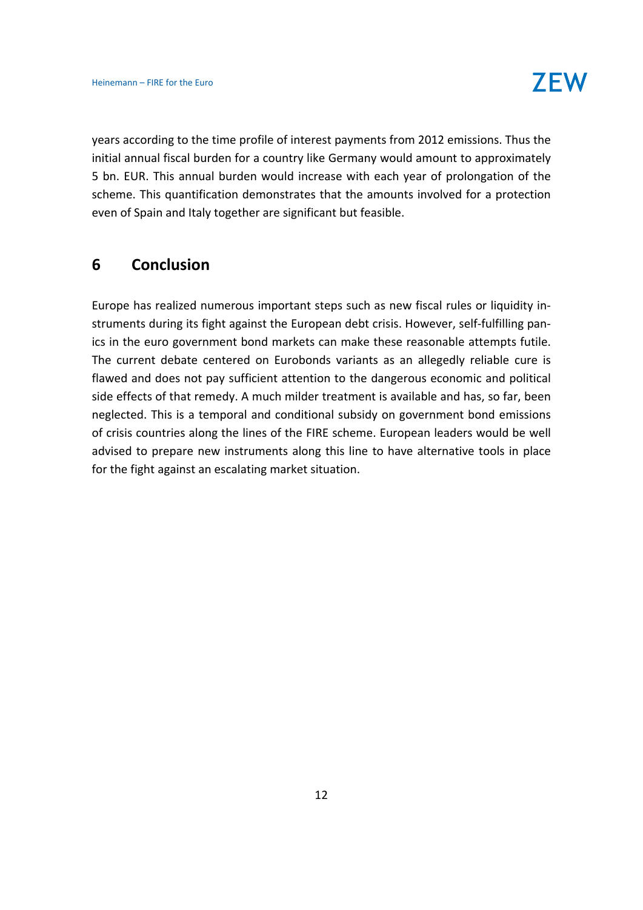years according to the time profile of interest payments from 2012 emissions. Thus the initial annual fiscal burden for a country like Germany would amount to approximately 5 bn. EUR. This annual burden would increase with each year of prolongation of the scheme. This quantification demonstrates that the amounts involved for a protection even of Spain and Italy together are significant but feasible.

## 6 Conclusion

Europe has realized numerous important steps such as new fiscal rules or liquidity instruments during its fight against the European debt crisis. However, self-fulfilling panics in the euro government bond markets can make these reasonable attempts futile. The current debate centered on Eurobonds variants as an allegedly reliable cure is flawed and does not pay sufficient attention to the dangerous economic and political side effects of that remedy. A much milder treatment is available and has, so far, been neglected. This is a temporal and conditional subsidy on government bond emissions of crisis countries along the lines of the FIRE scheme. European leaders would be well advised to prepare new instruments along this line to have alternative tools in place for the fight against an escalating market situation.